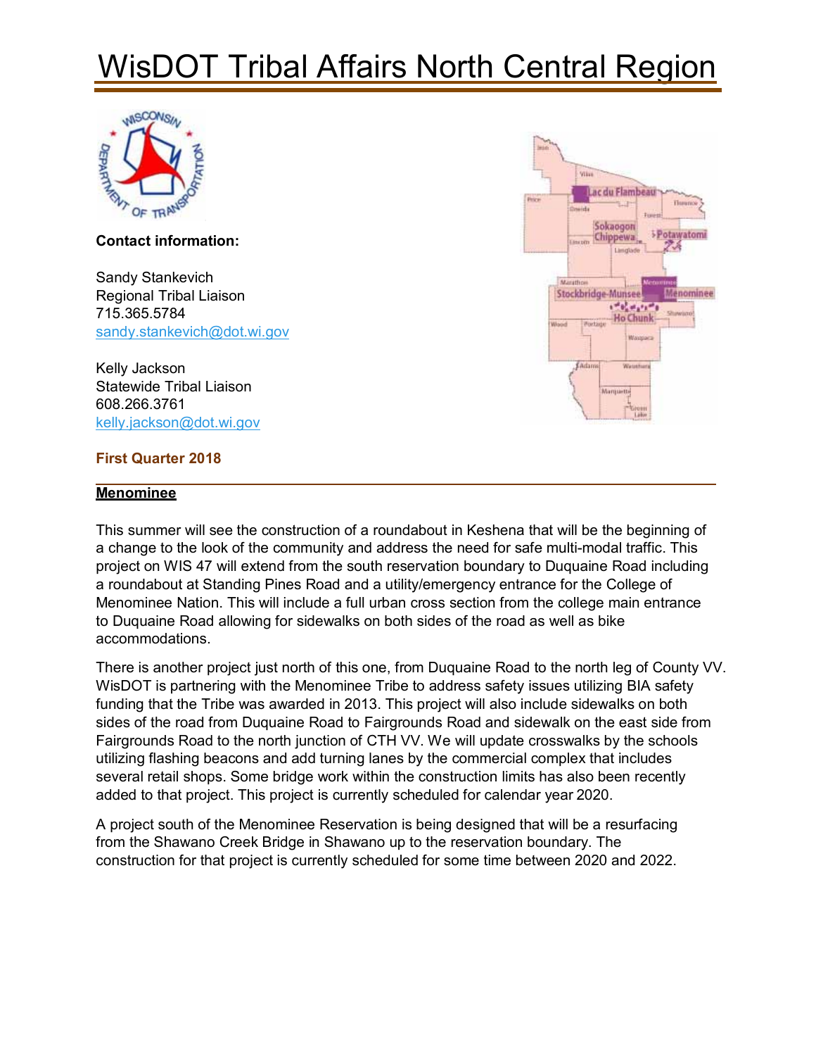# WisDOT Tribal Affairs North Central Region

**Contact information:**

Sandy Stankevich
Regional Tribal Liaison
715.365.5784
sandy.stankevich@dot.wi.gov

Kelly Jackson
Statewide Tribal Liaison
608.266.3761
kelly.jackson@dot.wi.gov

**First Quarter 2018**

---

## Menominee

This summer will see the construction of a roundabout in Keshena that will be the beginning of a change to the look of the community and address the need for safe multi-modal traffic. This project on WIS 47 will extend from the south reservation boundary to Duquaine Road including a roundabout at Standing Pines Road and a utility/emergency entrance for the College of Menominee Nation. This will include a full urban cross section from the college main entrance to Duquaine Road allowing for sidewalks on both sides of the road as well as bike accommodations.

There is another project just north of this one, from Duquaine Road to the north leg of County VV. WisDOT is partnering with the Menominee Tribe to address safety issues utilizing BIA safety funding that the Tribe was awarded in 2013. This project will also include sidewalks on both sides of the road from Duquaine Road to Fairgrounds Road and sidewalk on the east side from Fairgrounds Road to the north junction of CTH VV. We will update crosswalks by the schools utilizing flashing beacons and add turning lanes by the commercial complex that includes several retail shops. Some bridge work within the construction limits has also been recently added to that project. This project is currently scheduled for calendar year 2020.

A project south of the Menominee Reservation is being designed that will be a resurfacing from the Shawano Creek Bridge in Shawano up to the reservation boundary. The construction for that project is currently scheduled for some time between 2020 and 2022.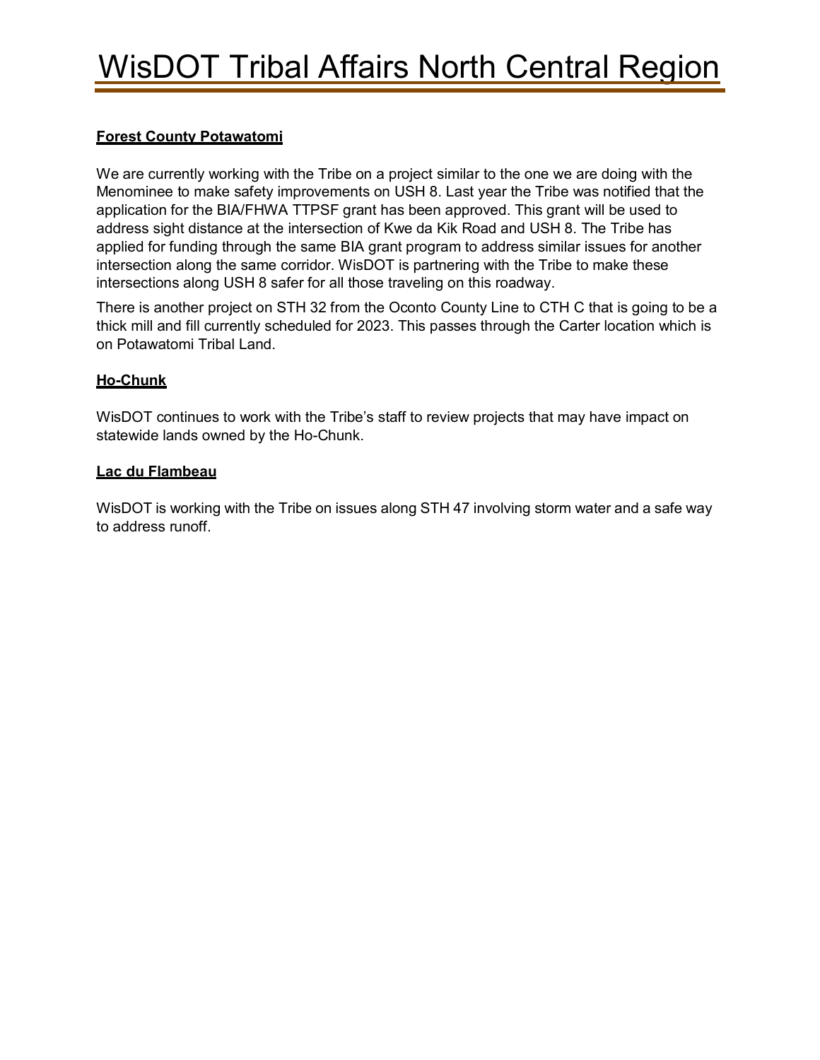# WisDOT Tribal Affairs North Central Region

**Forest County Potawatomi**

We are currently working with the Tribe on a project similar to the one we are doing with the Menominee to make safety improvements on USH 8. Last year the Tribe was notified that the application for the BIA/FHWA TTPSF grant has been approved. This grant will be used to address sight distance at the intersection of Kwe da Kik Road and USH 8. The Tribe has applied for funding through the same BIA grant program to address similar issues for another intersection along the same corridor. WisDOT is partnering with the Tribe to make these intersections along USH 8 safer for all those traveling on this roadway.

There is another project on STH 32 from the Oconto County Line to CTH C that is going to be a thick mill and fill currently scheduled for 2023. This passes through the Carter location which is on Potawatomi Tribal Land.

**Ho-Chunk**

WisDOT continues to work with the Tribe's staff to review projects that may have impact on statewide lands owned by the Ho-Chunk.

**Lac du Flambeau**

WisDOT is working with the Tribe on issues along STH 47 involving storm water and a safe way to address runoff.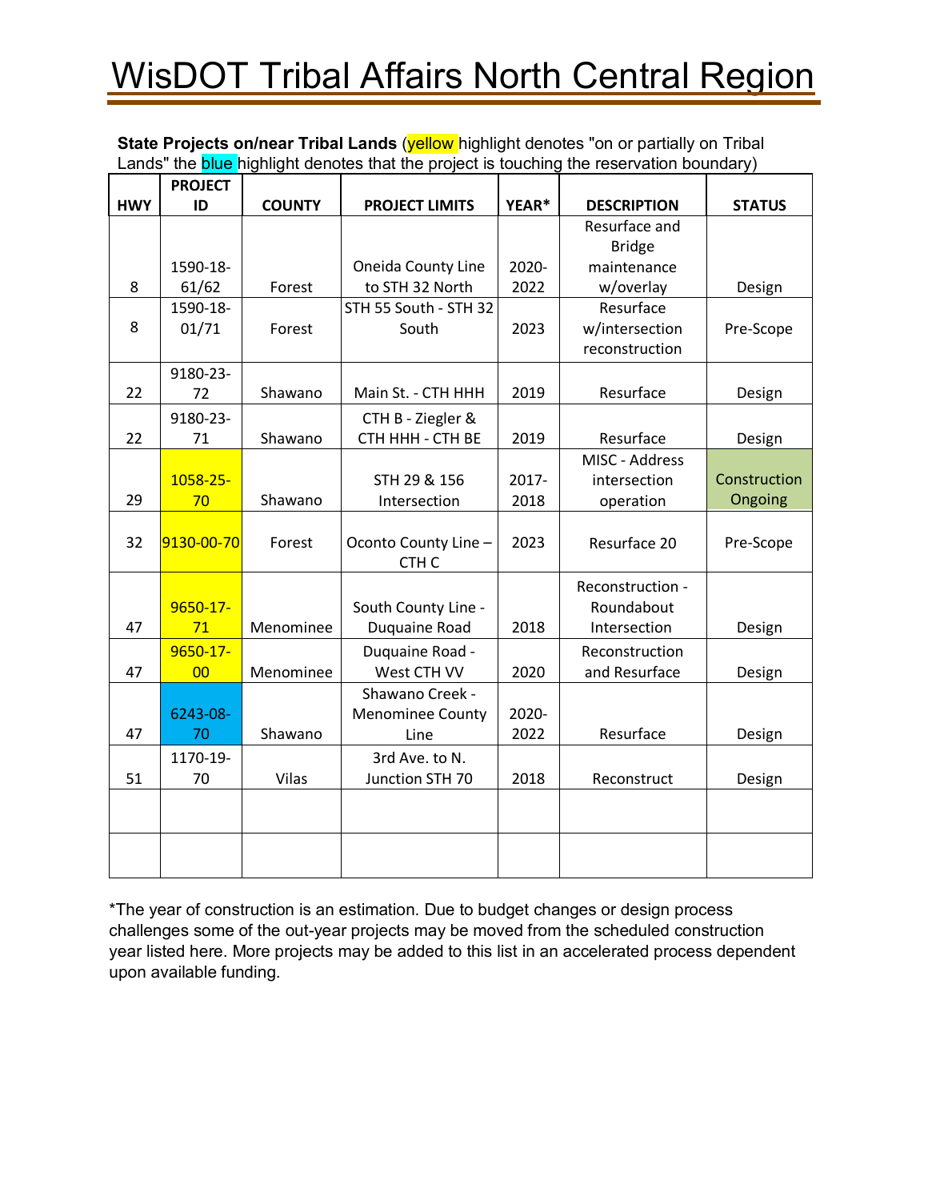# WisDOT Tribal Affairs North Central Region

**State Projects on/near Tribal Lands** (yellow highlight denotes "on or partially on Tribal Lands" the blue highlight denotes that the project is touching the reservation boundary)

| HWY | PROJECT ID | COUNTY | PROJECT LIMITS | YEAR* | DESCRIPTION | STATUS |
|---|---|---|---|---|---|---|
| 8 | 1590-18-61/62 | Forest | Oneida County Line to STH 32 North | 2020-2022 | Resurface and Bridge maintenance w/overlay | Design |
| 8 | 1590-18-01/71 | Forest | STH 55 South - STH 32 South | 2023 | Resurface w/intersection reconstruction | Pre-Scope |
| 22 | 9180-23-72 | Shawano | Main St. - CTH HHH | 2019 | Resurface | Design |
| 22 | 9180-23-71 | Shawano | CTH B - Ziegler & CTH HHH - CTH BE | 2019 | Resurface | Design |
| 29 | 1058-25-70 | Shawano | STH 29 & 156 Intersection | 2017-2018 | MISC - Address intersection operation | Construction Ongoing |
| 32 | 9130-00-70 | Forest | Oconto County Line – CTH C | 2023 | Resurface 20 | Pre-Scope |
| 47 | 9650-17-71 | Menominee | South County Line - Duquaine Road | 2018 | Reconstruction - Roundabout Intersection | Design |
| 47 | 9650-17-00 | Menominee | Duquaine Road - West CTH VV | 2020 | Reconstruction and Resurface | Design |
| 47 | 6243-08-70 | Shawano | Shawano Creek - Menominee County Line | 2020-2022 | Resurface | Design |
| 51 | 1170-19-70 | Vilas | 3rd Ave. to N. Junction STH 70 | 2018 | Reconstruct | Design |
| | | | | | | |
| | | | | | | |

*The year of construction is an estimation. Due to budget changes or design process challenges some of the out-year projects may be moved from the scheduled construction year listed here. More projects may be added to this list in an accelerated process dependent upon available funding.